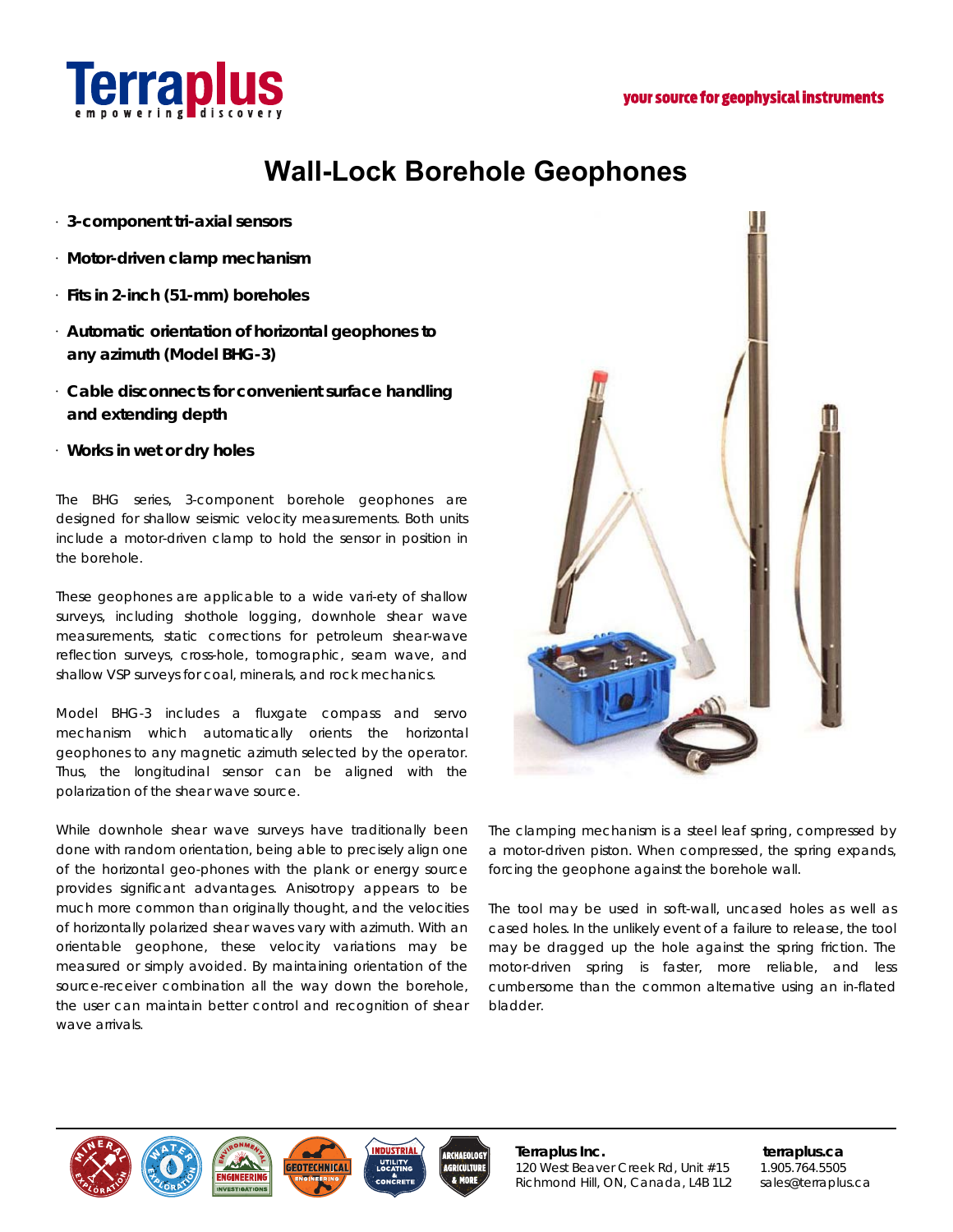# Wall-Lock Borehole Geophones

- **3-component tri-axial sensors**
- **Motor-driven clamp mechanism**
- **Fits in 2-inch (51-mm) boreholes**
- **Automatic orientation of horizontal geophones to any azimuth (Model BHG-3)**
- **Cable disconnects for convenient surface handling and extending depth**
- **Works in wet or dry holes**

The BHG series, 3-component borehole geophones are designed for shallow seismic velocity measurements. Both units include a motor-driven clamp to hold the sensor in position in the borehole.

These geophones are applicable to a wide vari-ety of shallow surveys, including shothole logging, downhole shear wave measurements, static corrections for petroleum shear-wave reflection surveys, cross-hole, tomographic, seam wave, and shallow VSP surveys for coal, minerals, and rock mechanics.

Model BHG-3 includes a fluxgate compass and servo mechanism which automatically orients the horizontal geophones to any magnetic azimuth selected by the operator. Thus, the longitudinal sensor can be aligned with the polarization of the shear wave source.

While downhole shear wave surveys have traditionally been done with random orientation, being able to precisely align one of the horizontal geo-phones with the plank or energy source provides significant advantages. Anisotropy appears to be much more common than originally thought, and the velocities of horizontally polarized shear waves vary with azimuth. With an orientable geophone, these velocity variations may be measured or simply avoided. By maintaining orientation of the source-receiver combination all the way down the borehole, the user can maintain better control and recognition of shear wave arrivals.

The clamping mechanism is a steel leaf spring, compressed by a motor-driven piston. When compressed, the spring expands, forcing the geophone against the borehole wall.

The tool may be used in soft-wall, uncased holes as well as cased holes. In the unlikely event of a failure to release, the tool may be dragged up the hole against the spring friction. The motor-driven spring is faster, more reliable, and less cumbersome than the common alternative using an in-flated bladder.

**Terraplus Inc.**
120 West Beaver Creek Rd, Unit #15
Richmond Hill, ON, Canada, L4B 1L2

**terraplus.ca**
1.905.764.5505
sales@terraplus.ca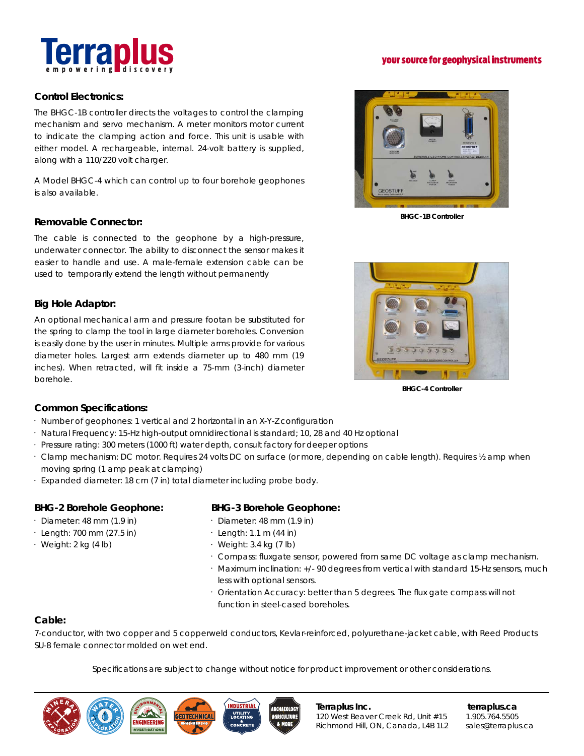### Control Electronics:

The BHGC-1B controller directs the voltages to control the clamping mechanism and servo mechanism. A meter monitors motor current to indicate the clamping action and force. This unit is usable with either model. A rechargeable, internal. 24-volt battery is supplied, along with a 110/220 volt charger.

A Model BHGC-4 which can control up to four borehole geophones is also available.

BHGC-1B Controller

### Removable Connector:

The cable is connected to the geophone by a high-pressure, underwater connector. The ability to disconnect the sensor makes it easier to handle and use. A male-female extension cable can be used to temporarily extend the length without permanently

### Big Hole Adaptor:

An optional mechanical arm and pressure footan be substituted for the spring to clamp the tool in large diameter boreholes. Conversion is easily done by the user in minutes. Multiple arms provide for various diameter holes. Largest arm extends diameter up to 480 mm (19 inches). When retracted, will fit inside a 75-mm (3-inch) diameter borehole.

BHGC-4 Controller

### Common Specifications:

- Number of geophones: 1 vertical and 2 horizontal in an X-Y-Z configuration
- Natural Frequency: 15-Hz high-output omnidirectional is standard; 10, 28 and 40 Hz optional
- Pressure rating: 300 meters (1000 ft) water depth, consult factory for deeper options
- Clamp mechanism: DC motor. Requires 24 volts DC on surface (or more, depending on cable length). Requires ½ amp when moving spring (1 amp peak at clamping)
- Expanded diameter: 18 cm (7 in) total diameter including probe body.

### BHG-2 Borehole Geophone:

- Diameter: 48 mm (1.9 in)
- Length: 700 mm (27.5 in)
- Weight: 2 kg (4 lb)

### BHG-3 Borehole Geophone:

- Diameter: 48 mm (1.9 in)
- Length: 1.1 m (44 in)
- Weight: 3.4 kg (7 lb)
- Compass: fluxgate sensor, powered from same DC voltage as clamp mechanism.
- Maximum inclination: +/- 90 degrees from vertical with standard 15-Hz sensors, much less with optional sensors.
- Orientation Accuracy: better than 5 degrees. The flux gate compass will not function in steel-cased boreholes.

### Cable:

7-conductor, with two copper and 5 copperweld conductors, Kevlar-reinforced, polyurethane-jacket cable, with Reed Products SU-8 female connector molded on wet end.

Specifications are subject to change without notice for product improvement or other considerations.

**Terraplus Inc.**
120 West Beaver Creek Rd, Unit #15
Richmond Hill, ON, Canada, L4B 1L2

**terraplus.ca**
1.905.764.5505
sales@terraplus.ca